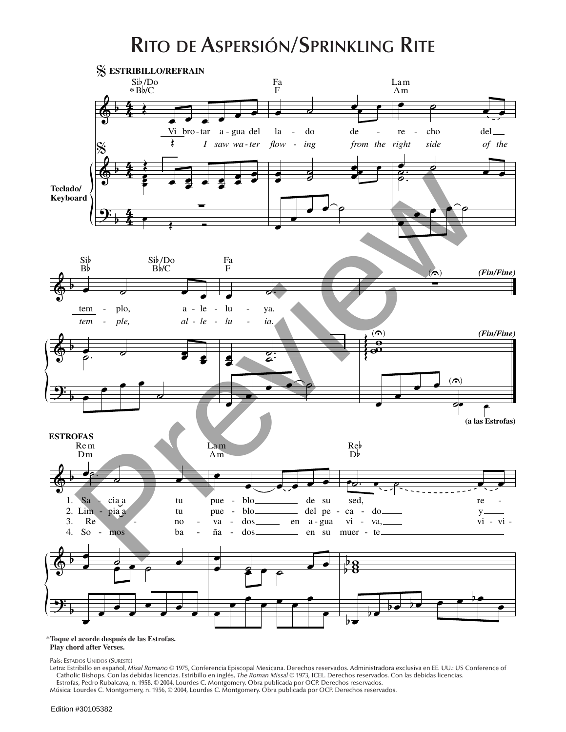# Rito de Aspersión/Sprinkling Rite

**ESTRIBILLO/REFRAIN**

Vi brotar agua del lado derecho del templo, aleluya.

*I saw water flowing from the right side of the temple, alleluia.*

**(Fin/Fine)**

**(a las Estrofas)**

**ESTROFAS**

1. Sacia a tu pueblo de su sed, re-
2. Limpia a tu pueblo del pecado y
3. Renovados en agua viva, vi-vi-
4. Somos bañados en su muerte

**Teclado/Keyboard**

*Toque el acorde después de las Estrofas.
Play chord after Verses.

País: Estados Unidos (Sureste)
Letra: Estribillo en español, *Misal Romano* © 1975, Conferencia Episcopal Mexicana. Derechos reservados. Administradora exclusiva en EE. UU.: US Conference of Catholic Bishops. Con las debidas licencias. Estribillo en inglés, *The Roman Missal* © 1973, ICEL. Derechos reservados. Con las debidas licencias. Estrofas, Pedro Rubalcava, n. 1958, © 2004, Lourdes C. Montgomery. Obra publicada por OCP. Derechos reservados.
Música: Lourdes C. Montgomery, n. 1956, © 2004, Lourdes C. Montgomery. Obra publicada por OCP. Derechos reservados.

Edition #30105382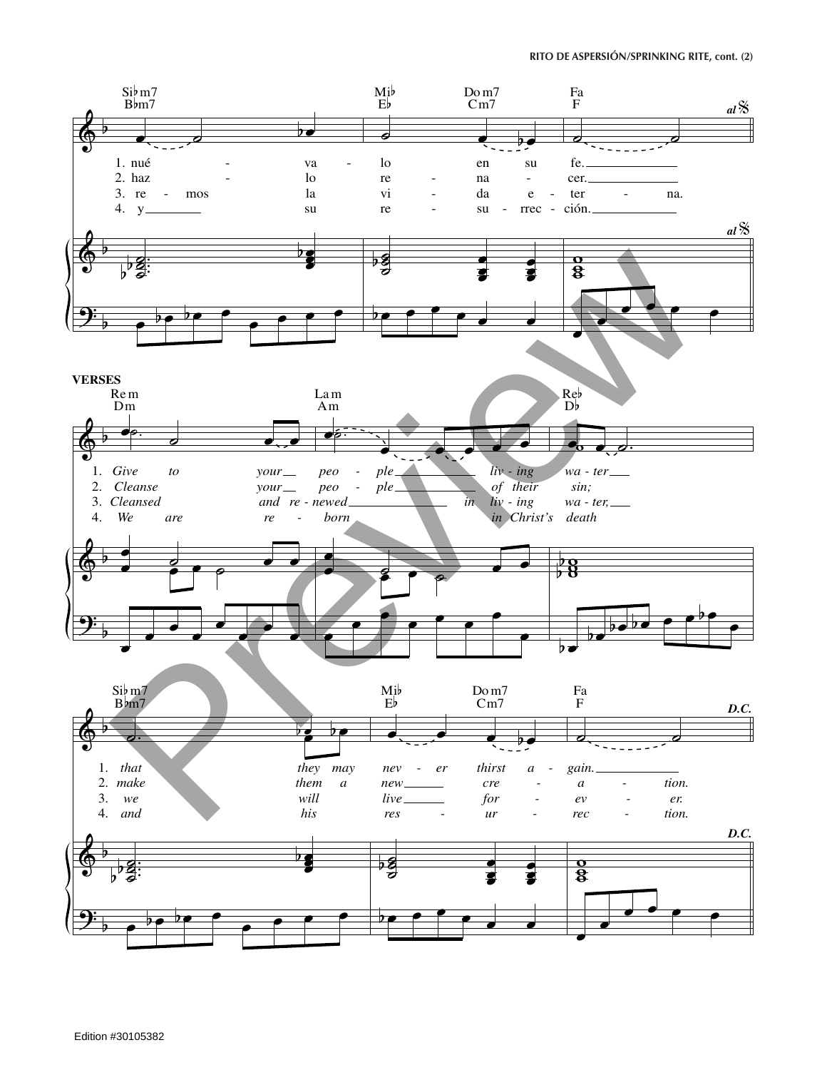Si♭m7 B♭m7 — Mi♭ E♭ — Do m7 Cm7 — Fa F — *al* 𝄋

1. nué - va - lo en su fe.
2. haz - lo re - na - cer.
3. re - mos la vi - da e - ter - na.
4. y su re - su - rrec - ción.

**VERSES**

Re m Dm — La m Am — Re♭ D♭

1. *Give to your peo - ple liv - ing wa - ter*
2. *Cleanse your peo - ple of their sin;*
3. *Cleansed and re - newed in liv - ing wa - ter,*
4. *We are re - born in Christ's death*

Si♭m7 B♭m7 — Mi♭ E♭ — Do m7 Cm7 — Fa F — *D.C.*

1. *that they may nev - er thirst a - gain.*
2. *make them a new cre - a - tion.*
3. *we will live for - ev - er.*
4. *and his res - ur - rec - tion.*

Edition #30105382